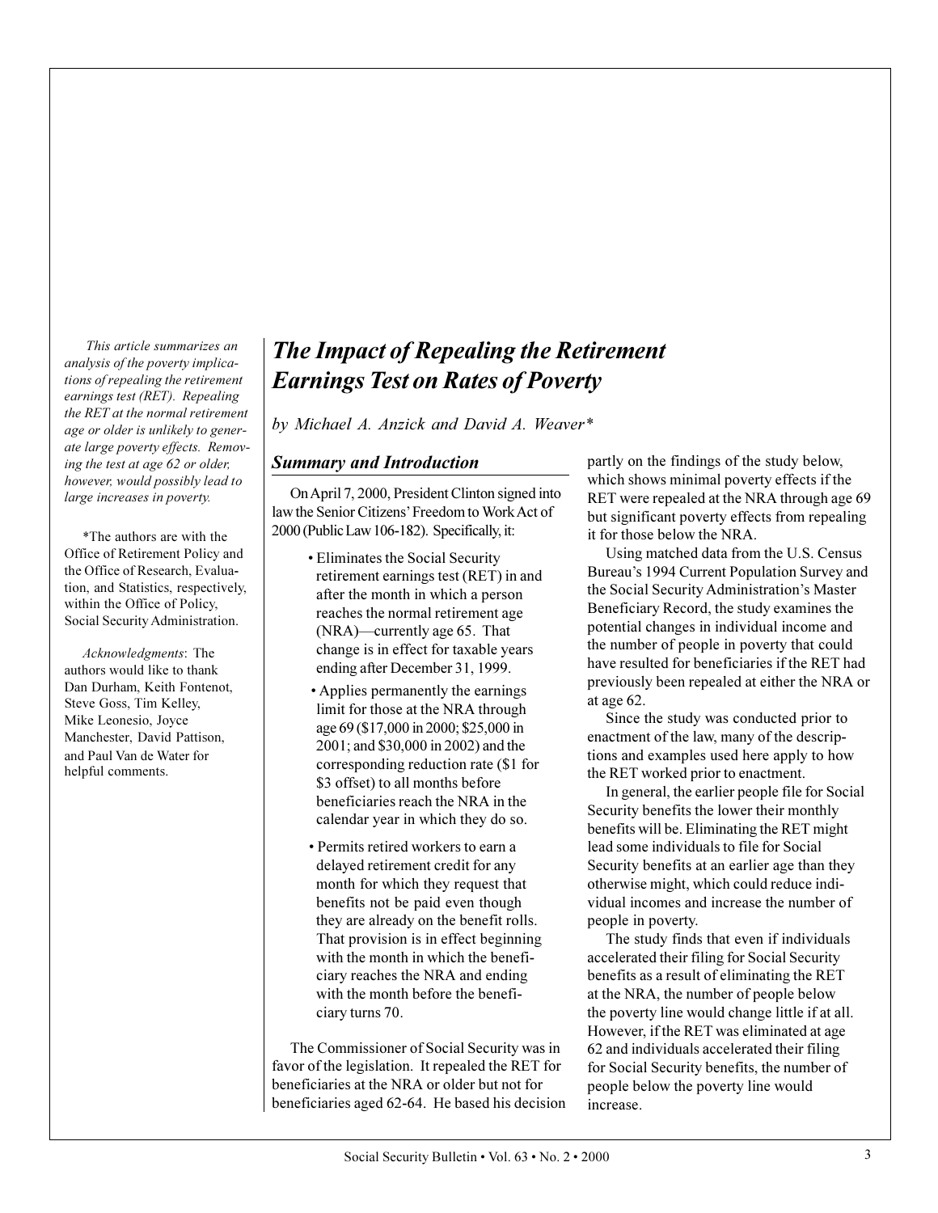*This article summarizes an analysis of the poverty implications of repealing the retirement earnings test (RET). Repealing the RET at the normal retirement age or older is unlikely to generate large poverty effects. Removing the test at age 62 or older, however, would possibly lead to large increases in poverty.*

*The authors are with the Office of Retirement Policy and the Office of Research, Evaluation, and Statistics, respectively, within the Office of Policy, Social Security Administration.

*Acknowledgments*: The authors would like to thank Dan Durham, Keith Fontenot, Steve Goss, Tim Kelley, Mike Leonesio, Joyce Manchester, David Pattison, and Paul Van de Water for helpful comments.

# *The Impact of Repealing the Retirement Earnings Test on Rates of Poverty*

*by Michael A. Anzick and David A. Weaver**

## *Summary and Introduction*

On April 7, 2000, President Clinton signed into law the Senior Citizens' Freedom to Work Act of 2000 (Public Law 106-182). Specifically, it:

- Eliminates the Social Security retirement earnings test (RET) in and after the month in which a person reaches the normal retirement age (NRA)—currently age 65. That change is in effect for taxable years ending after December 31, 1999.
- Applies permanently the earnings limit for those at the NRA through age 69 ($17,000 in 2000; $25,000 in 2001; and $30,000 in 2002) and the corresponding reduction rate ($1 for $3 offset) to all months before beneficiaries reach the NRA in the calendar year in which they do so.
- Permits retired workers to earn a delayed retirement credit for any month for which they request that benefits not be paid even though they are already on the benefit rolls. That provision is in effect beginning with the month in which the beneficiary reaches the NRA and ending with the month before the beneficiary turns 70.

The Commissioner of Social Security was in favor of the legislation. It repealed the RET for beneficiaries at the NRA or older but not for beneficiaries aged 62-64. He based his decision partly on the findings of the study below, which shows minimal poverty effects if the RET were repealed at the NRA through age 69 but significant poverty effects from repealing it for those below the NRA.

Using matched data from the U.S. Census Bureau's 1994 Current Population Survey and the Social Security Administration's Master Beneficiary Record, the study examines the potential changes in individual income and the number of people in poverty that could have resulted for beneficiaries if the RET had previously been repealed at either the NRA or at age 62.

Since the study was conducted prior to enactment of the law, many of the descriptions and examples used here apply to how the RET worked prior to enactment.

In general, the earlier people file for Social Security benefits the lower their monthly benefits will be. Eliminating the RET might lead some individuals to file for Social Security benefits at an earlier age than they otherwise might, which could reduce individual incomes and increase the number of people in poverty.

The study finds that even if individuals accelerated their filing for Social Security benefits as a result of eliminating the RET at the NRA, the number of people below the poverty line would change little if at all. However, if the RET was eliminated at age 62 and individuals accelerated their filing for Social Security benefits, the number of people below the poverty line would increase.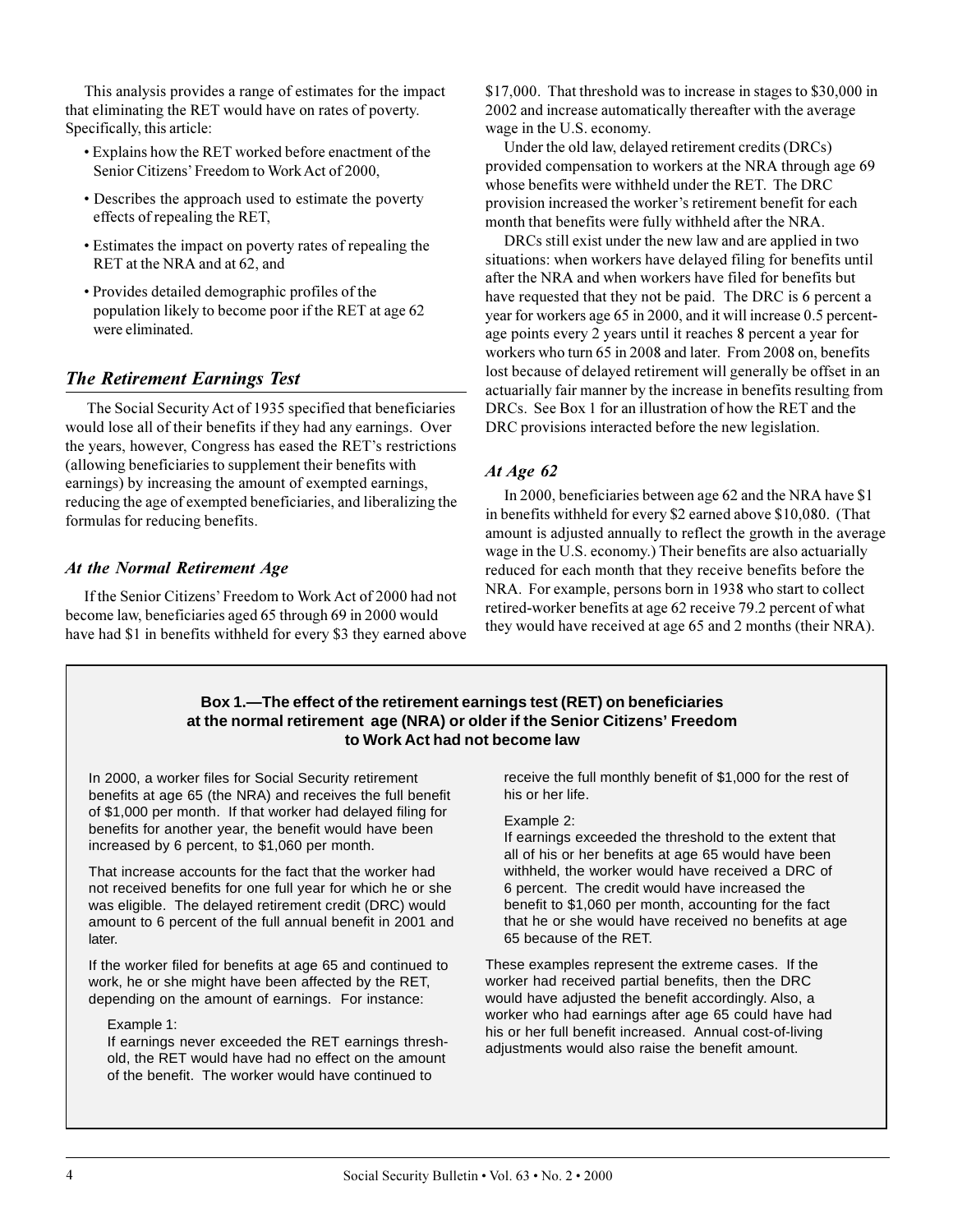This analysis provides a range of estimates for the impact that eliminating the RET would have on rates of poverty. Specifically, this article:

- Explains how the RET worked before enactment of the Senior Citizens' Freedom to Work Act of 2000,
- Describes the approach used to estimate the poverty effects of repealing the RET,
- Estimates the impact on poverty rates of repealing the RET at the NRA and at 62, and
- Provides detailed demographic profiles of the population likely to become poor if the RET at age 62 were eliminated.

## *The Retirement Earnings Test*

The Social Security Act of 1935 specified that beneficiaries would lose all of their benefits if they had any earnings. Over the years, however, Congress has eased the RET's restrictions (allowing beneficiaries to supplement their benefits with earnings) by increasing the amount of exempted earnings, reducing the age of exempted beneficiaries, and liberalizing the formulas for reducing benefits.

### *At the Normal Retirement Age*

If the Senior Citizens' Freedom to Work Act of 2000 had not become law, beneficiaries aged 65 through 69 in 2000 would have had $1 in benefits withheld for every $3 they earned above $17,000. That threshold was to increase in stages to $30,000 in 2002 and increase automatically thereafter with the average wage in the U.S. economy.

Under the old law, delayed retirement credits (DRCs) provided compensation to workers at the NRA through age 69 whose benefits were withheld under the RET. The DRC provision increased the worker's retirement benefit for each month that benefits were fully withheld after the NRA.

DRCs still exist under the new law and are applied in two situations: when workers have delayed filing for benefits until after the NRA and when workers have filed for benefits but have requested that they not be paid. The DRC is 6 percent a year for workers age 65 in 2000, and it will increase 0.5 percentage points every 2 years until it reaches 8 percent a year for workers who turn 65 in 2008 and later. From 2008 on, benefits lost because of delayed retirement will generally be offset in an actuarially fair manner by the increase in benefits resulting from DRCs. See Box 1 for an illustration of how the RET and the DRC provisions interacted before the new legislation.

### *At Age 62*

In 2000, beneficiaries between age 62 and the NRA have $1 in benefits withheld for every $2 earned above $10,080. (That amount is adjusted annually to reflect the growth in the average wage in the U.S. economy.) Their benefits are also actuarially reduced for each month that they receive benefits before the NRA. For example, persons born in 1938 who start to collect retired-worker benefits at age 62 receive 79.2 percent of what they would have received at age 65 and 2 months (their NRA).

---

**Box 1.—The effect of the retirement earnings test (RET) on beneficiaries at the normal retirement age (NRA) or older if the Senior Citizens' Freedom to Work Act had not become law**

In 2000, a worker files for Social Security retirement benefits at age 65 (the NRA) and receives the full benefit of $1,000 per month. If that worker had delayed filing for benefits for another year, the benefit would have been increased by 6 percent, to $1,060 per month.

That increase accounts for the fact that the worker had not received benefits for one full year for which he or she was eligible. The delayed retirement credit (DRC) would amount to 6 percent of the full annual benefit in 2001 and later.

If the worker filed for benefits at age 65 and continued to work, he or she might have been affected by the RET, depending on the amount of earnings. For instance:

Example 1:
If earnings never exceeded the RET earnings threshold, the RET would have had no effect on the amount of the benefit. The worker would have continued to receive the full monthly benefit of $1,000 for the rest of his or her life.

Example 2:
If earnings exceeded the threshold to the extent that all of his or her benefits at age 65 would have been withheld, the worker would have received a DRC of 6 percent. The credit would have increased the benefit to $1,060 per month, accounting for the fact that he or she would have received no benefits at age 65 because of the RET.

These examples represent the extreme cases. If the worker had received partial benefits, then the DRC would have adjusted the benefit accordingly. Also, a worker who had earnings after age 65 could have had his or her full benefit increased. Annual cost-of-living adjustments would also raise the benefit amount.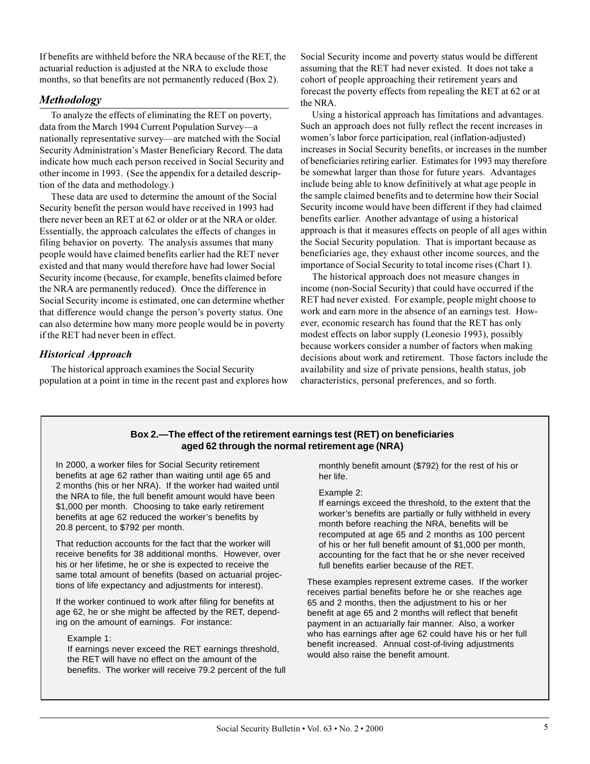If benefits are withheld before the NRA because of the RET, the actuarial reduction is adjusted at the NRA to exclude those months, so that benefits are not permanently reduced (Box 2).

## *Methodology*

To analyze the effects of eliminating the RET on poverty, data from the March 1994 Current Population Survey—a nationally representative survey—are matched with the Social Security Administration's Master Beneficiary Record. The data indicate how much each person received in Social Security and other income in 1993. (See the appendix for a detailed description of the data and methodology.)

These data are used to determine the amount of the Social Security benefit the person would have received in 1993 had there never been an RET at 62 or older or at the NRA or older. Essentially, the approach calculates the effects of changes in filing behavior on poverty. The analysis assumes that many people would have claimed benefits earlier had the RET never existed and that many would therefore have had lower Social Security income (because, for example, benefits claimed before the NRA are permanently reduced). Once the difference in Social Security income is estimated, one can determine whether that difference would change the person's poverty status. One can also determine how many more people would be in poverty if the RET had never been in effect.

### *Historical Approach*

The historical approach examines the Social Security population at a point in time in the recent past and explores how Social Security income and poverty status would be different assuming that the RET had never existed. It does not take a cohort of people approaching their retirement years and forecast the poverty effects from repealing the RET at 62 or at the NRA.

Using a historical approach has limitations and advantages. Such an approach does not fully reflect the recent increases in women's labor force participation, real (inflation-adjusted) increases in Social Security benefits, or increases in the number of beneficiaries retiring earlier. Estimates for 1993 may therefore be somewhat larger than those for future years. Advantages include being able to know definitively at what age people in the sample claimed benefits and to determine how their Social Security income would have been different if they had claimed benefits earlier. Another advantage of using a historical approach is that it measures effects on people of all ages within the Social Security population. That is important because as beneficiaries age, they exhaust other income sources, and the importance of Social Security to total income rises (Chart 1).

The historical approach does not measure changes in income (non-Social Security) that could have occurred if the RET had never existed. For example, people might choose to work and earn more in the absence of an earnings test. However, economic research has found that the RET has only modest effects on labor supply (Leonesio 1993), possibly because workers consider a number of factors when making decisions about work and retirement. Those factors include the availability and size of private pensions, health status, job characteristics, personal preferences, and so forth.

**Box 2.—The effect of the retirement earnings test (RET) on beneficiaries aged 62 through the normal retirement age (NRA)**

In 2000, a worker files for Social Security retirement benefits at age 62 rather than waiting until age 65 and 2 months (his or her NRA). If the worker had waited until the NRA to file, the full benefit amount would have been $1,000 per month. Choosing to take early retirement benefits at age 62 reduced the worker's benefits by 20.8 percent, to $792 per month.

That reduction accounts for the fact that the worker will receive benefits for 38 additional months. However, over his or her lifetime, he or she is expected to receive the same total amount of benefits (based on actuarial projections of life expectancy and adjustments for interest).

If the worker continued to work after filing for benefits at age 62, he or she might be affected by the RET, depending on the amount of earnings. For instance:

Example 1:
If earnings never exceed the RET earnings threshold, the RET will have no effect on the amount of the benefits. The worker will receive 79.2 percent of the full monthly benefit amount ($792) for the rest of his or her life.

Example 2:
If earnings exceed the threshold, to the extent that the worker's benefits are partially or fully withheld in every month before reaching the NRA, benefits will be recomputed at age 65 and 2 months as 100 percent of his or her full benefit amount of $1,000 per month, accounting for the fact that he or she never received full benefits earlier because of the RET.

These examples represent extreme cases. If the worker receives partial benefits before he or she reaches age 65 and 2 months, then the adjustment to his or her benefit at age 65 and 2 months will reflect that benefit payment in an actuarially fair manner. Also, a worker who has earnings after age 62 could have his or her full benefit increased. Annual cost-of-living adjustments would also raise the benefit amount.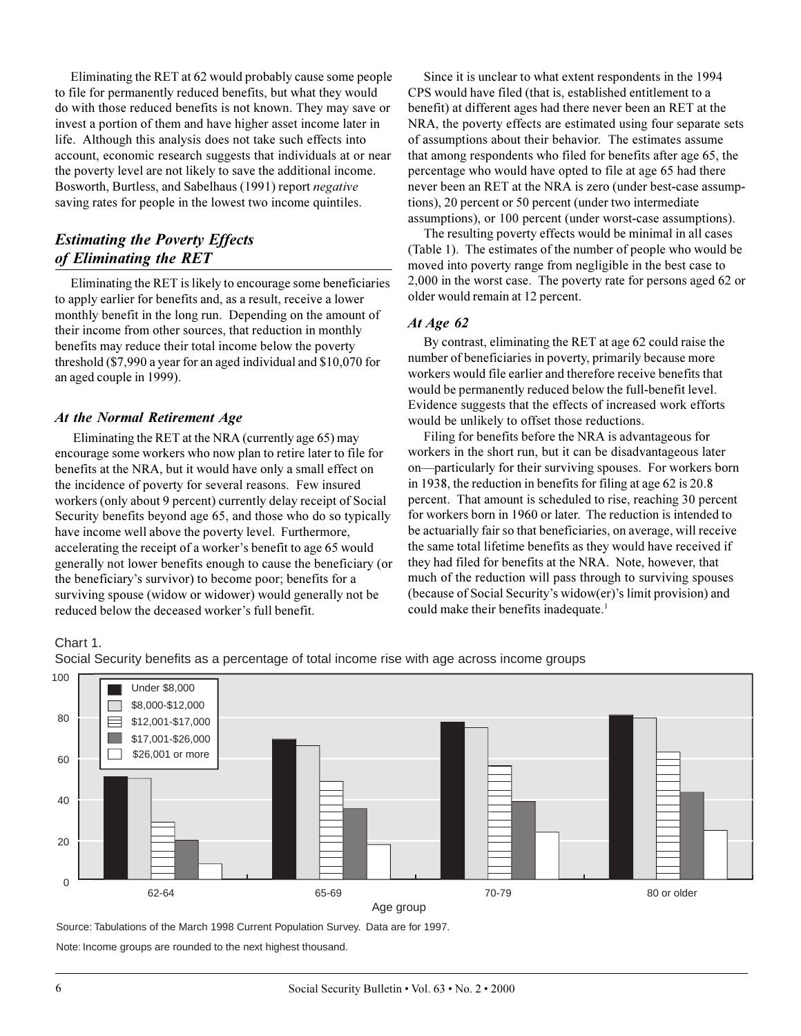Eliminating the RET at 62 would probably cause some people to file for permanently reduced benefits, but what they would do with those reduced benefits is not known. They may save or invest a portion of them and have higher asset income later in life. Although this analysis does not take such effects into account, economic research suggests that individuals at or near the poverty level are not likely to save the additional income. Bosworth, Burtless, and Sabelhaus (1991) report *negative* saving rates for people in the lowest two income quintiles.

## *Estimating the Poverty Effects of Eliminating the RET*

Eliminating the RET is likely to encourage some beneficiaries to apply earlier for benefits and, as a result, receive a lower monthly benefit in the long run. Depending on the amount of their income from other sources, that reduction in monthly benefits may reduce their total income below the poverty threshold ($7,990 a year for an aged individual and $10,070 for an aged couple in 1999).

### *At the Normal Retirement Age*

Eliminating the RET at the NRA (currently age 65) may encourage some workers who now plan to retire later to file for benefits at the NRA, but it would have only a small effect on the incidence of poverty for several reasons. Few insured workers (only about 9 percent) currently delay receipt of Social Security benefits beyond age 65, and those who do so typically have income well above the poverty level. Furthermore, accelerating the receipt of a worker's benefit to age 65 would generally not lower benefits enough to cause the beneficiary (or the beneficiary's survivor) to become poor; benefits for a surviving spouse (widow or widower) would generally not be reduced below the deceased worker's full benefit.

Since it is unclear to what extent respondents in the 1994 CPS would have filed (that is, established entitlement to a benefit) at different ages had there never been an RET at the NRA, the poverty effects are estimated using four separate sets of assumptions about their behavior. The estimates assume that among respondents who filed for benefits after age 65, the percentage who would have opted to file at age 65 had there never been an RET at the NRA is zero (under best-case assumptions), 20 percent or 50 percent (under two intermediate assumptions), or 100 percent (under worst-case assumptions).

The resulting poverty effects would be minimal in all cases (Table 1). The estimates of the number of people who would be moved into poverty range from negligible in the best case to 2,000 in the worst case. The poverty rate for persons aged 62 or older would remain at 12 percent.

### *At Age 62*

By contrast, eliminating the RET at age 62 could raise the number of beneficiaries in poverty, primarily because more workers would file earlier and therefore receive benefits that would be permanently reduced below the full-benefit level. Evidence suggests that the effects of increased work efforts would be unlikely to offset those reductions.

Filing for benefits before the NRA is advantageous for workers in the short run, but it can be disadvantageous later on—particularly for their surviving spouses. For workers born in 1938, the reduction in benefits for filing at age 62 is 20.8 percent. That amount is scheduled to rise, reaching 30 percent for workers born in 1960 or later. The reduction is intended to be actuarially fair so that beneficiaries, on average, will receive the same total lifetime benefits as they would have received if they had filed for benefits at the NRA. Note, however, that much of the reduction will pass through to surviving spouses (because of Social Security's widow(er)'s limit provision) and could make their benefits inadequate.[1]

Chart 1.
Social Security benefits as a percentage of total income rise with age across income groups

Source: Tabulations of the March 1998 Current Population Survey. Data are for 1997.

Note: Income groups are rounded to the next highest thousand.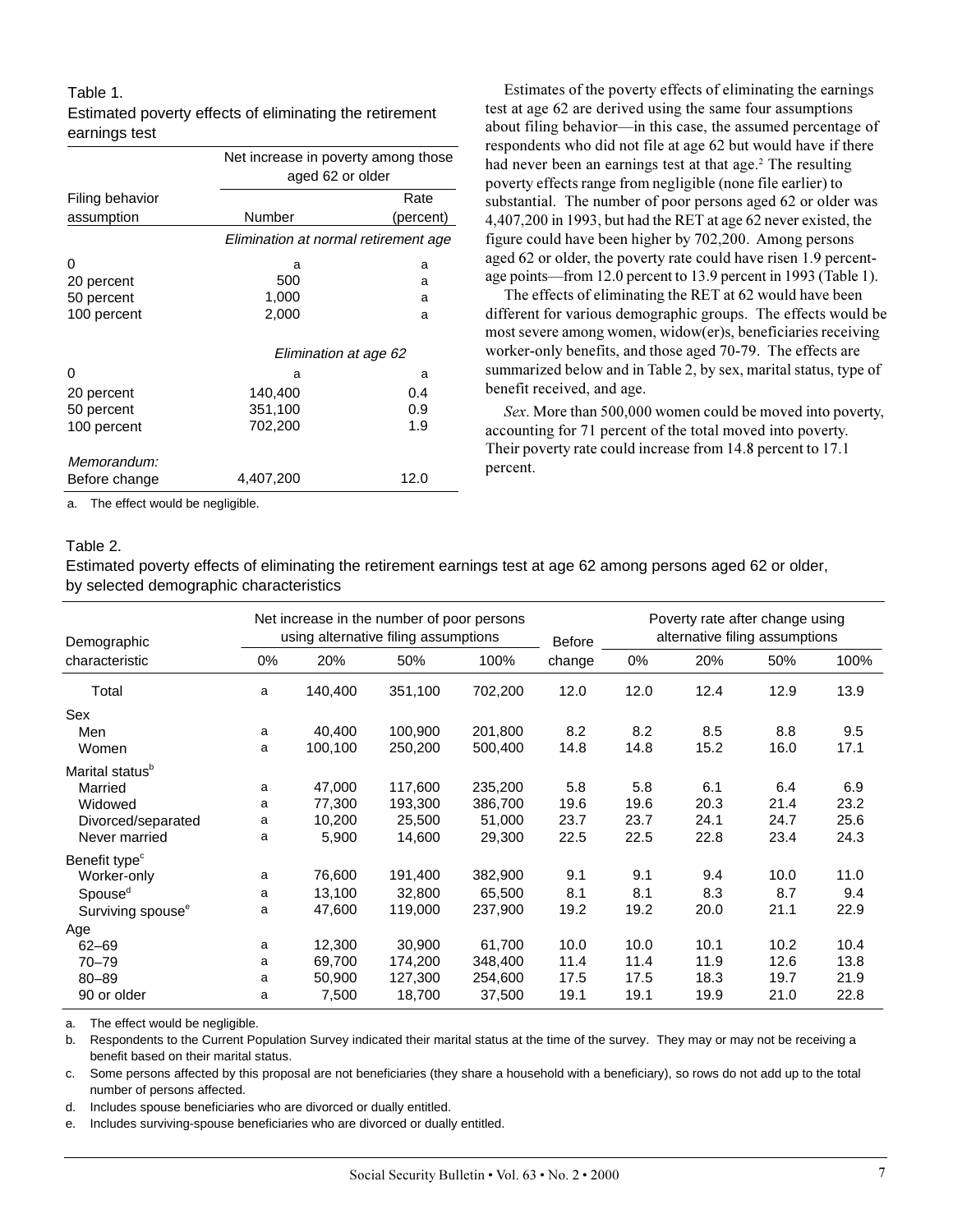Table 1.
Estimated poverty effects of eliminating the retirement earnings test

| Filing behavior assumption | Net increase in poverty among those aged 62 or older | |
|---|---|---|
| | Number | Rate (percent) |
| | *Elimination at normal retirement age* | |
| 0 | a | a |
| 20 percent | 500 | a |
| 50 percent | 1,000 | a |
| 100 percent | 2,000 | a |
| | *Elimination at age 62* | |
| 0 | a | a |
| 20 percent | 140,400 | 0.4 |
| 50 percent | 351,100 | 0.9 |
| 100 percent | 702,200 | 1.9 |
| *Memorandum:* | | |
| Before change | 4,407,200 | 12.0 |

a. The effect would be negligible.

Estimates of the poverty effects of eliminating the earnings test at age 62 are derived using the same four assumptions about filing behavior—in this case, the assumed percentage of respondents who did not file at age 62 but would have if there had never been an earnings test at that age.[2] The resulting poverty effects range from negligible (none file earlier) to substantial. The number of poor persons aged 62 or older was 4,407,200 in 1993, but had the RET at age 62 never existed, the figure could have been higher by 702,200. Among persons aged 62 or older, the poverty rate could have risen 1.9 percentage points—from 12.0 percent to 13.9 percent in 1993 (Table 1).

The effects of eliminating the RET at 62 would have been different for various demographic groups. The effects would be most severe among women, widow(er)s, beneficiaries receiving worker-only benefits, and those aged 70-79. The effects are summarized below and in Table 2, by sex, marital status, type of benefit received, and age.

*Sex*. More than 500,000 women could be moved into poverty, accounting for 71 percent of the total moved into poverty. Their poverty rate could increase from 14.8 percent to 17.1 percent.

Table 2.
Estimated poverty effects of eliminating the retirement earnings test at age 62 among persons aged 62 or older, by selected demographic characteristics

| Demographic characteristic | Net increase in the number of poor persons using alternative filing assumptions | | | | Before change | Poverty rate after change using alternative filing assumptions | | | |
|---|---|---|---|---|---|---|---|---|---|
| | 0% | 20% | 50% | 100% | | 0% | 20% | 50% | 100% |
| Total | a | 140,400 | 351,100 | 702,200 | 12.0 | 12.0 | 12.4 | 12.9 | 13.9 |
| Sex | | | | | | | | | |
| Men | a | 40,400 | 100,900 | 201,800 | 8.2 | 8.2 | 8.5 | 8.8 | 9.5 |
| Women | a | 100,100 | 250,200 | 500,400 | 14.8 | 14.8 | 15.2 | 16.0 | 17.1 |
| Marital status[b] | | | | | | | | | |
| Married | a | 47,000 | 117,600 | 235,200 | 5.8 | 5.8 | 6.1 | 6.4 | 6.9 |
| Widowed | a | 77,300 | 193,300 | 386,700 | 19.6 | 19.6 | 20.3 | 21.4 | 23.2 |
| Divorced/separated | a | 10,200 | 25,500 | 51,000 | 23.7 | 23.7 | 24.1 | 24.7 | 25.6 |
| Never married | a | 5,900 | 14,600 | 29,300 | 22.5 | 22.5 | 22.8 | 23.4 | 24.3 |
| Benefit type[c] | | | | | | | | | |
| Worker-only | a | 76,600 | 191,400 | 382,900 | 9.1 | 9.1 | 9.4 | 10.0 | 11.0 |
| Spouse[d] | a | 13,100 | 32,800 | 65,500 | 8.1 | 8.1 | 8.3 | 8.7 | 9.4 |
| Surviving spouse[e] | a | 47,600 | 119,000 | 237,900 | 19.2 | 19.2 | 20.0 | 21.1 | 22.9 |
| Age | | | | | | | | | |
| 62–69 | a | 12,300 | 30,900 | 61,700 | 10.0 | 10.0 | 10.1 | 10.2 | 10.4 |
| 70–79 | a | 69,700 | 174,200 | 348,400 | 11.4 | 11.4 | 11.9 | 12.6 | 13.8 |
| 80–89 | a | 50,900 | 127,300 | 254,600 | 17.5 | 17.5 | 18.3 | 19.7 | 21.9 |
| 90 or older | a | 7,500 | 18,700 | 37,500 | 19.1 | 19.1 | 19.9 | 21.0 | 22.8 |

a. The effect would be negligible.

b. Respondents to the Current Population Survey indicated their marital status at the time of the survey. They may or may not be receiving a benefit based on their marital status.

c. Some persons affected by this proposal are not beneficiaries (they share a household with a beneficiary), so rows do not add up to the total number of persons affected.

d. Includes spouse beneficiaries who are divorced or dually entitled.

e. Includes surviving-spouse beneficiaries who are divorced or dually entitled.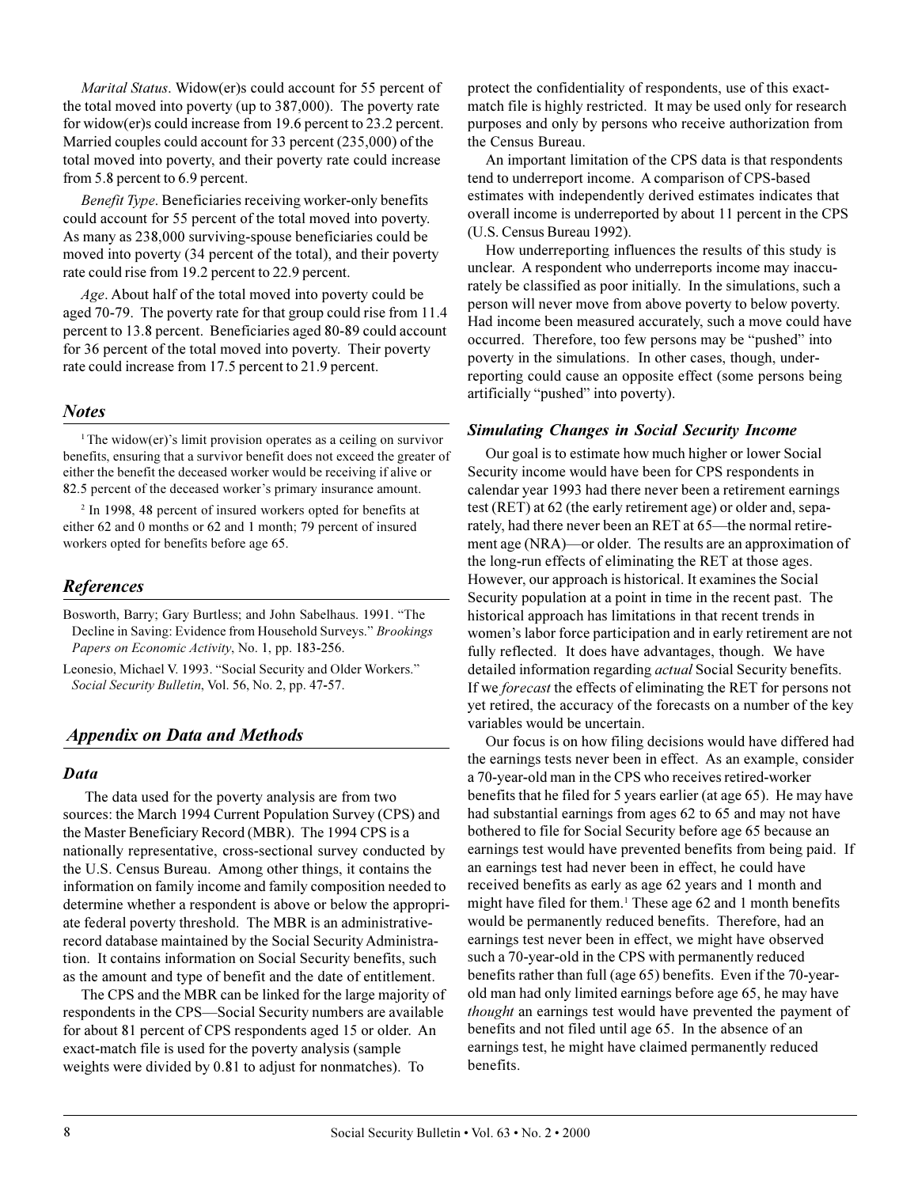*Marital Status*. Widow(er)s could account for 55 percent of the total moved into poverty (up to 387,000). The poverty rate for widow(er)s could increase from 19.6 percent to 23.2 percent. Married couples could account for 33 percent (235,000) of the total moved into poverty, and their poverty rate could increase from 5.8 percent to 6.9 percent.

*Benefit Type*. Beneficiaries receiving worker-only benefits could account for 55 percent of the total moved into poverty. As many as 238,000 surviving-spouse beneficiaries could be moved into poverty (34 percent of the total), and their poverty rate could rise from 19.2 percent to 22.9 percent.

*Age*. About half of the total moved into poverty could be aged 70-79. The poverty rate for that group could rise from 11.4 percent to 13.8 percent. Beneficiaries aged 80-89 could account for 36 percent of the total moved into poverty. Their poverty rate could increase from 17.5 percent to 21.9 percent.

## Notes

[1] The widow(er)'s limit provision operates as a ceiling on survivor benefits, ensuring that a survivor benefit does not exceed the greater of either the benefit the deceased worker would be receiving if alive or 82.5 percent of the deceased worker's primary insurance amount.

[2] In 1998, 48 percent of insured workers opted for benefits at either 62 and 0 months or 62 and 1 month; 79 percent of insured workers opted for benefits before age 65.

## References

Bosworth, Barry; Gary Burtless; and John Sabelhaus. 1991. "The Decline in Saving: Evidence from Household Surveys." *Brookings Papers on Economic Activity*, No. 1, pp. 183-256.

Leonesio, Michael V. 1993. "Social Security and Older Workers." *Social Security Bulletin*, Vol. 56, No. 2, pp. 47-57.

## Appendix on Data and Methods

### Data

The data used for the poverty analysis are from two sources: the March 1994 Current Population Survey (CPS) and the Master Beneficiary Record (MBR). The 1994 CPS is a nationally representative, cross-sectional survey conducted by the U.S. Census Bureau. Among other things, it contains the information on family income and family composition needed to determine whether a respondent is above or below the appropriate federal poverty threshold. The MBR is an administrative-record database maintained by the Social Security Administration. It contains information on Social Security benefits, such as the amount and type of benefit and the date of entitlement.

The CPS and the MBR can be linked for the large majority of respondents in the CPS—Social Security numbers are available for about 81 percent of CPS respondents aged 15 or older. An exact-match file is used for the poverty analysis (sample weights were divided by 0.81 to adjust for nonmatches). To protect the confidentiality of respondents, use of this exact-match file is highly restricted. It may be used only for research purposes and only by persons who receive authorization from the Census Bureau.

An important limitation of the CPS data is that respondents tend to underreport income. A comparison of CPS-based estimates with independently derived estimates indicates that overall income is underreported by about 11 percent in the CPS (U.S. Census Bureau 1992).

How underreporting influences the results of this study is unclear. A respondent who underreports income may inaccurately be classified as poor initially. In the simulations, such a person will never move from above poverty to below poverty. Had income been measured accurately, such a move could have occurred. Therefore, too few persons may be "pushed" into poverty in the simulations. In other cases, though, underreporting could cause an opposite effect (some persons being artificially "pushed" into poverty).

### Simulating Changes in Social Security Income

Our goal is to estimate how much higher or lower Social Security income would have been for CPS respondents in calendar year 1993 had there never been a retirement earnings test (RET) at 62 (the early retirement age) or older and, separately, had there never been an RET at 65—the normal retirement age (NRA)—or older. The results are an approximation of the long-run effects of eliminating the RET at those ages. However, our approach is historical. It examines the Social Security population at a point in time in the recent past. The historical approach has limitations in that recent trends in women's labor force participation and in early retirement are not fully reflected. It does have advantages, though. We have detailed information regarding *actual* Social Security benefits. If we *forecast* the effects of eliminating the RET for persons not yet retired, the accuracy of the forecasts on a number of the key variables would be uncertain.

Our focus is on how filing decisions would have differed had the earnings tests never been in effect. As an example, consider a 70-year-old man in the CPS who receives retired-worker benefits that he filed for 5 years earlier (at age 65). He may have had substantial earnings from ages 62 to 65 and may not have bothered to file for Social Security before age 65 because an earnings test would have prevented benefits from being paid. If an earnings test had never been in effect, he could have received benefits as early as age 62 years and 1 month and might have filed for them.[1] These age 62 and 1 month benefits would be permanently reduced benefits. Therefore, had an earnings test never been in effect, we might have observed such a 70-year-old in the CPS with permanently reduced benefits rather than full (age 65) benefits. Even if the 70-year-old man had only limited earnings before age 65, he may have *thought* an earnings test would have prevented the payment of benefits and not filed until age 65. In the absence of an earnings test, he might have claimed permanently reduced benefits.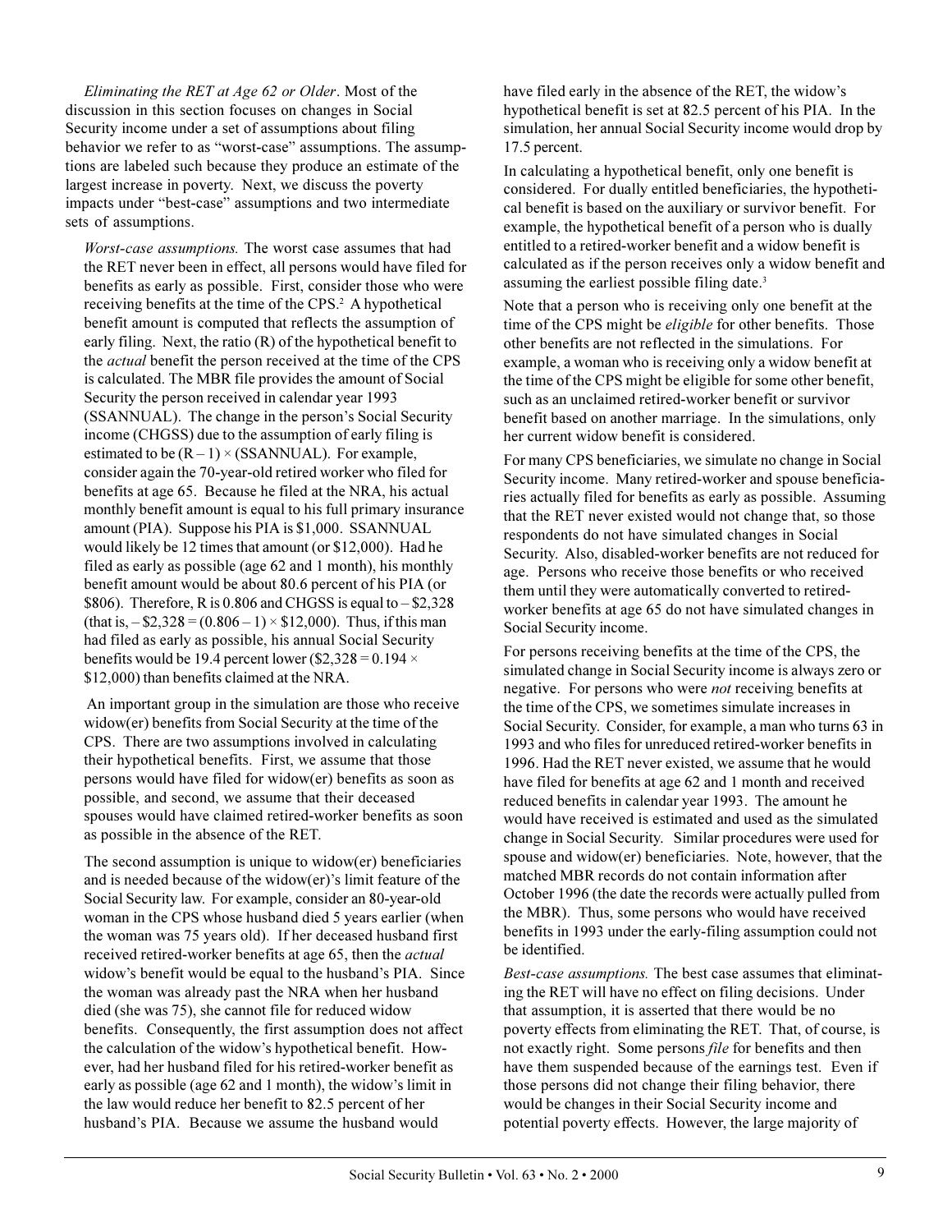*Eliminating the RET at Age 62 or Older*. Most of the discussion in this section focuses on changes in Social Security income under a set of assumptions about filing behavior we refer to as "worst-case" assumptions. The assumptions are labeled such because they produce an estimate of the largest increase in poverty. Next, we discuss the poverty impacts under "best-case" assumptions and two intermediate sets of assumptions.

*Worst-case assumptions.* The worst case assumes that had the RET never been in effect, all persons would have filed for benefits as early as possible. First, consider those who were receiving benefits at the time of the CPS.[2] A hypothetical benefit amount is computed that reflects the assumption of early filing. Next, the ratio (R) of the hypothetical benefit to the *actual* benefit the person received at the time of the CPS is calculated. The MBR file provides the amount of Social Security the person received in calendar year 1993 (SSANNUAL). The change in the person's Social Security income (CHGSS) due to the assumption of early filing is estimated to be (R – 1) × (SSANNUAL). For example, consider again the 70-year-old retired worker who filed for benefits at age 65. Because he filed at the NRA, his actual monthly benefit amount is equal to his full primary insurance amount (PIA). Suppose his PIA is $1,000. SSANNUAL would likely be 12 times that amount (or $12,000). Had he filed as early as possible (age 62 and 1 month), his monthly benefit amount would be about 80.6 percent of his PIA (or $806). Therefore, R is 0.806 and CHGSS is equal to – $2,328 (that is, – $2,328 = (0.806 – 1) × $12,000). Thus, if this man had filed as early as possible, his annual Social Security benefits would be 19.4 percent lower ($2,328 = 0.194 × $12,000) than benefits claimed at the NRA.

An important group in the simulation are those who receive widow(er) benefits from Social Security at the time of the CPS. There are two assumptions involved in calculating their hypothetical benefits. First, we assume that those persons would have filed for widow(er) benefits as soon as possible, and second, we assume that their deceased spouses would have claimed retired-worker benefits as soon as possible in the absence of the RET.

The second assumption is unique to widow(er) beneficiaries and is needed because of the widow(er)'s limit feature of the Social Security law. For example, consider an 80-year-old woman in the CPS whose husband died 5 years earlier (when the woman was 75 years old). If her deceased husband first received retired-worker benefits at age 65, then the *actual* widow's benefit would be equal to the husband's PIA. Since the woman was already past the NRA when her husband died (she was 75), she cannot file for reduced widow benefits. Consequently, the first assumption does not affect the calculation of the widow's hypothetical benefit. However, had her husband filed for his retired-worker benefit as early as possible (age 62 and 1 month), the widow's limit in the law would reduce her benefit to 82.5 percent of her husband's PIA. Because we assume the husband would have filed early in the absence of the RET, the widow's hypothetical benefit is set at 82.5 percent of his PIA. In the simulation, her annual Social Security income would drop by 17.5 percent.

In calculating a hypothetical benefit, only one benefit is considered. For dually entitled beneficiaries, the hypothetical benefit is based on the auxiliary or survivor benefit. For example, the hypothetical benefit of a person who is dually entitled to a retired-worker benefit and a widow benefit is calculated as if the person receives only a widow benefit and assuming the earliest possible filing date.[3]

Note that a person who is receiving only one benefit at the time of the CPS might be *eligible* for other benefits. Those other benefits are not reflected in the simulations. For example, a woman who is receiving only a widow benefit at the time of the CPS might be eligible for some other benefit, such as an unclaimed retired-worker benefit or survivor benefit based on another marriage. In the simulations, only her current widow benefit is considered.

For many CPS beneficiaries, we simulate no change in Social Security income. Many retired-worker and spouse beneficiaries actually filed for benefits as early as possible. Assuming that the RET never existed would not change that, so those respondents do not have simulated changes in Social Security. Also, disabled-worker benefits are not reduced for age. Persons who receive those benefits or who received them until they were automatically converted to retired-worker benefits at age 65 do not have simulated changes in Social Security income.

For persons receiving benefits at the time of the CPS, the simulated change in Social Security income is always zero or negative. For persons who were *not* receiving benefits at the time of the CPS, we sometimes simulate increases in Social Security. Consider, for example, a man who turns 63 in 1993 and who files for unreduced retired-worker benefits in 1996. Had the RET never existed, we assume that he would have filed for benefits at age 62 and 1 month and received reduced benefits in calendar year 1993. The amount he would have received is estimated and used as the simulated change in Social Security. Similar procedures were used for spouse and widow(er) beneficiaries. Note, however, that the matched MBR records do not contain information after October 1996 (the date the records were actually pulled from the MBR). Thus, some persons who would have received benefits in 1993 under the early-filing assumption could not be identified.

*Best-case assumptions.* The best case assumes that eliminating the RET will have no effect on filing decisions. Under that assumption, it is asserted that there would be no poverty effects from eliminating the RET. That, of course, is not exactly right. Some persons *file* for benefits and then have them suspended because of the earnings test. Even if those persons did not change their filing behavior, there would be changes in their Social Security income and potential poverty effects. However, the large majority of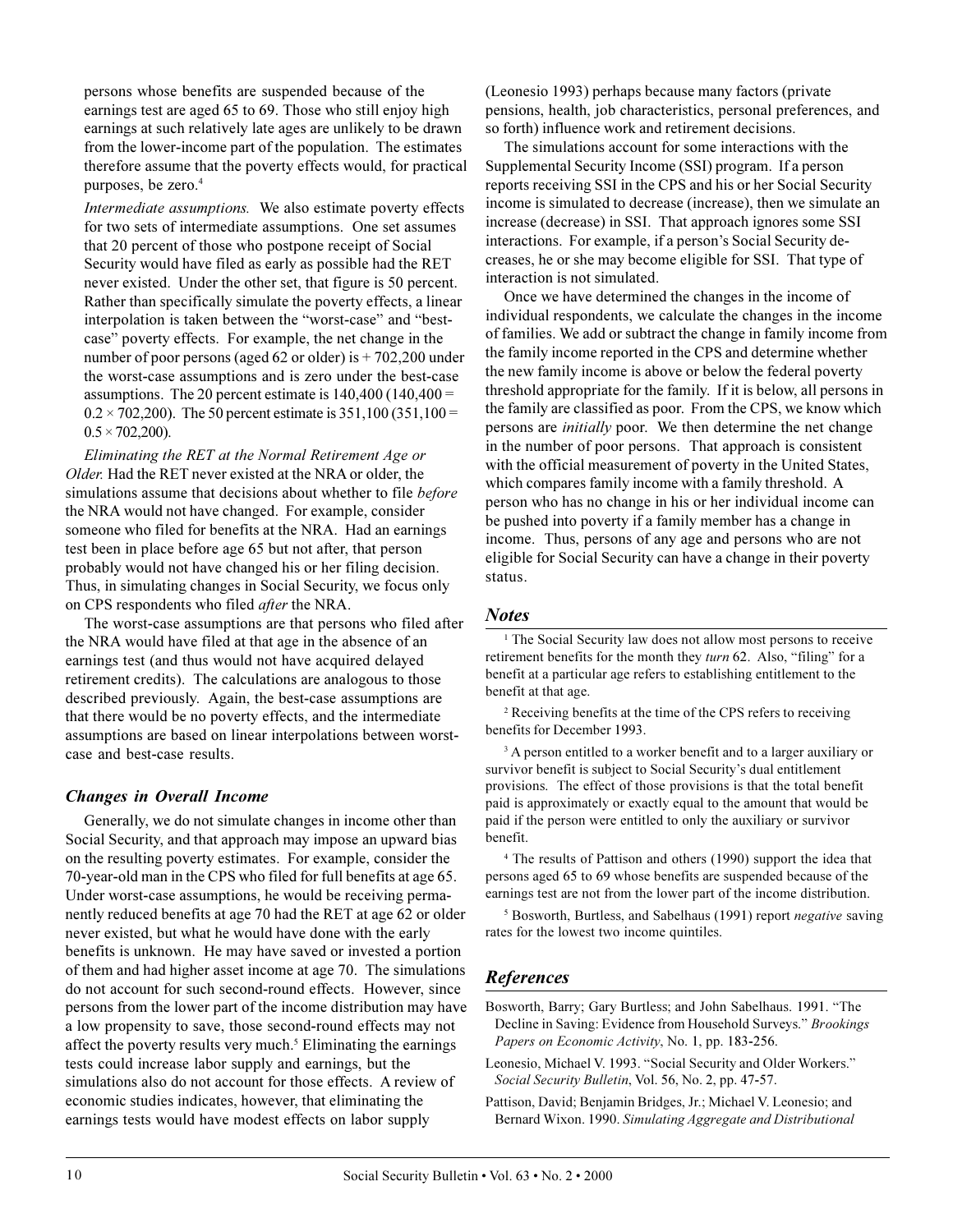persons whose benefits are suspended because of the earnings test are aged 65 to 69. Those who still enjoy high earnings at such relatively late ages are unlikely to be drawn from the lower-income part of the population. The estimates therefore assume that the poverty effects would, for practical purposes, be zero.[4]

*Intermediate assumptions.* We also estimate poverty effects for two sets of intermediate assumptions. One set assumes that 20 percent of those who postpone receipt of Social Security would have filed as early as possible had the RET never existed. Under the other set, that figure is 50 percent. Rather than specifically simulate the poverty effects, a linear interpolation is taken between the "worst-case" and "best-case" poverty effects. For example, the net change in the number of poor persons (aged 62 or older) is + 702,200 under the worst-case assumptions and is zero under the best-case assumptions. The 20 percent estimate is 140,400 (140,400 = $0.2 \times 702{,}200$). The 50 percent estimate is 351,100 (351,100 = $0.5 \times 702{,}200$).

*Eliminating the RET at the Normal Retirement Age or Older.* Had the RET never existed at the NRA or older, the simulations assume that decisions about whether to file *before* the NRA would not have changed. For example, consider someone who filed for benefits at the NRA. Had an earnings test been in place before age 65 but not after, that person probably would not have changed his or her filing decision. Thus, in simulating changes in Social Security, we focus only on CPS respondents who filed *after* the NRA.

The worst-case assumptions are that persons who filed after the NRA would have filed at that age in the absence of an earnings test (and thus would not have acquired delayed retirement credits). The calculations are analogous to those described previously. Again, the best-case assumptions are that there would be no poverty effects, and the intermediate assumptions are based on linear interpolations between worst-case and best-case results.

### Changes in Overall Income

Generally, we do not simulate changes in income other than Social Security, and that approach may impose an upward bias on the resulting poverty estimates. For example, consider the 70-year-old man in the CPS who filed for full benefits at age 65. Under worst-case assumptions, he would be receiving permanently reduced benefits at age 70 had the RET at age 62 or older never existed, but what he would have done with the early benefits is unknown. He may have saved or invested a portion of them and had higher asset income at age 70. The simulations do not account for such second-round effects. However, since persons from the lower part of the income distribution may have a low propensity to save, those second-round effects may not affect the poverty results very much.[5] Eliminating the earnings tests could increase labor supply and earnings, but the simulations also do not account for those effects. A review of economic studies indicates, however, that eliminating the earnings tests would have modest effects on labor supply (Leonesio 1993) perhaps because many factors (private pensions, health, job characteristics, personal preferences, and so forth) influence work and retirement decisions.

The simulations account for some interactions with the Supplemental Security Income (SSI) program. If a person reports receiving SSI in the CPS and his or her Social Security income is simulated to decrease (increase), then we simulate an increase (decrease) in SSI. That approach ignores some SSI interactions. For example, if a person's Social Security decreases, he or she may become eligible for SSI. That type of interaction is not simulated.

Once we have determined the changes in the income of individual respondents, we calculate the changes in the income of families. We add or subtract the change in family income from the family income reported in the CPS and determine whether the new family income is above or below the federal poverty threshold appropriate for the family. If it is below, all persons in the family are classified as poor. From the CPS, we know which persons are *initially* poor. We then determine the net change in the number of poor persons. That approach is consistent with the official measurement of poverty in the United States, which compares family income with a family threshold. A person who has no change in his or her individual income can be pushed into poverty if a family member has a change in income. Thus, persons of any age and persons who are not eligible for Social Security can have a change in their poverty status.

## Notes

[1] The Social Security law does not allow most persons to receive retirement benefits for the month they *turn* 62. Also, "filing" for a benefit at a particular age refers to establishing entitlement to the benefit at that age.

[2] Receiving benefits at the time of the CPS refers to receiving benefits for December 1993.

[3] A person entitled to a worker benefit and to a larger auxiliary or survivor benefit is subject to Social Security's dual entitlement provisions. The effect of those provisions is that the total benefit paid is approximately or exactly equal to the amount that would be paid if the person were entitled to only the auxiliary or survivor benefit.

[4] The results of Pattison and others (1990) support the idea that persons aged 65 to 69 whose benefits are suspended because of the earnings test are not from the lower part of the income distribution.

[5] Bosworth, Burtless, and Sabelhaus (1991) report *negative* saving rates for the lowest two income quintiles.

## References

Bosworth, Barry; Gary Burtless; and John Sabelhaus. 1991. "The Decline in Saving: Evidence from Household Surveys." *Brookings Papers on Economic Activity*, No. 1, pp. 183-256.

Leonesio, Michael V. 1993. "Social Security and Older Workers." *Social Security Bulletin*, Vol. 56, No. 2, pp. 47-57.

Pattison, David; Benjamin Bridges, Jr.; Michael V. Leonesio; and Bernard Wixon. 1990. *Simulating Aggregate and Distributional*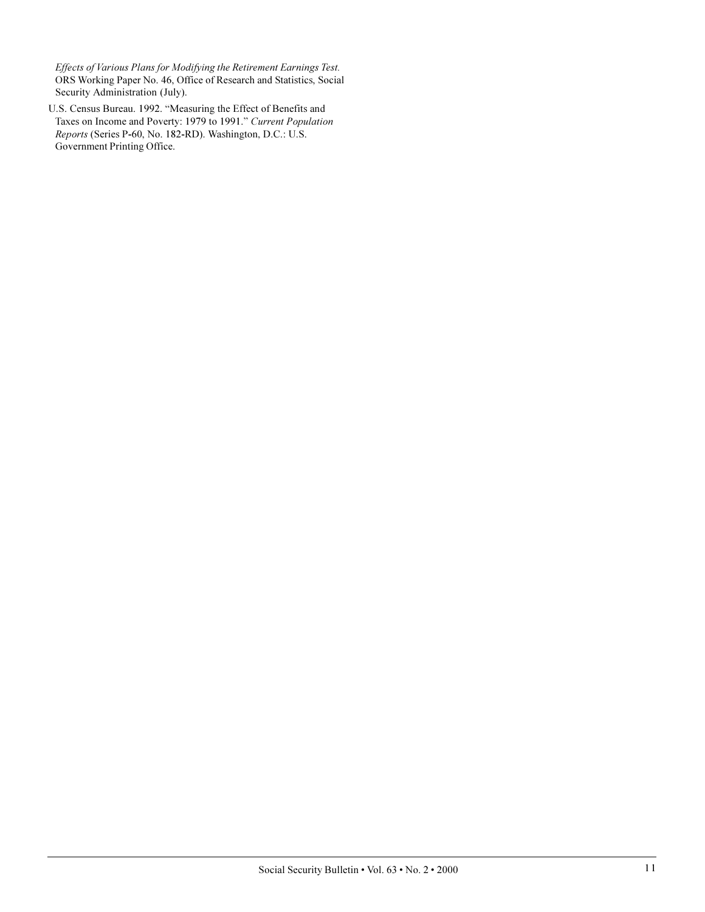*Effects of Various Plans for Modifying the Retirement Earnings Test.* ORS Working Paper No. 46, Office of Research and Statistics, Social Security Administration (July).

U.S. Census Bureau. 1992. "Measuring the Effect of Benefits and Taxes on Income and Poverty: 1979 to 1991." *Current Population Reports* (Series P-60, No. 182-RD). Washington, D.C.: U.S. Government Printing Office.